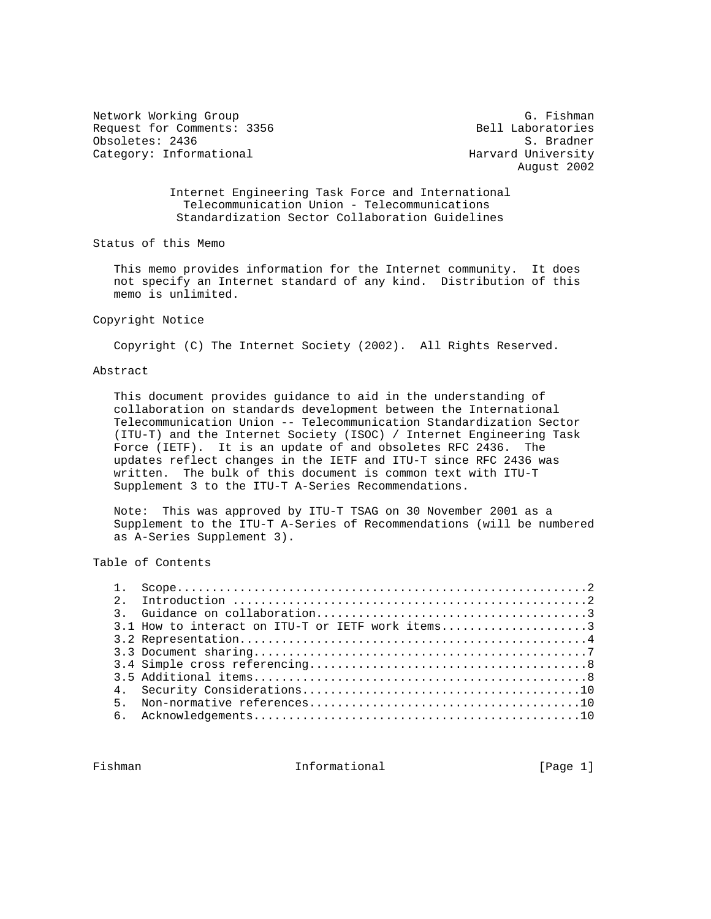Network Working Group                                         G. Fishman
Request for Comments: 3356                             Bell Laboratories
Obsoletes: 2436                                               S. Bradner
Category: Informational                               Harvard University
                                                             August 2002

# Internet Engineering Task Force and International Telecommunication Union - Telecommunications Standardization Sector Collaboration Guidelines

## Status of this Memo

This memo provides information for the Internet community. It does not specify an Internet standard of any kind. Distribution of this memo is unlimited.

## Copyright Notice

Copyright (C) The Internet Society (2002). All Rights Reserved.

## Abstract

This document provides guidance to aid in the understanding of collaboration on standards development between the International Telecommunication Union -- Telecommunication Standardization Sector (ITU-T) and the Internet Society (ISOC) / Internet Engineering Task Force (IETF). It is an update of and obsoletes RFC 2436. The updates reflect changes in the IETF and ITU-T since RFC 2436 was written. The bulk of this document is common text with ITU-T Supplement 3 to the ITU-T A-Series Recommendations.

Note: This was approved by ITU-T TSAG on 30 November 2001 as a Supplement to the ITU-T A-Series of Recommendations (will be numbered as A-Series Supplement 3).

## Table of Contents

```
1.  Scope.........................................................2
2.  Introduction .................................................2
3.  Guidance on collaboration.....................................3
3.1 How to interact on ITU-T or IETF work items...................3
3.2 Representation................................................4
3.3 Document sharing..............................................7
3.4 Simple cross referencing......................................8
3.5 Additional items..............................................8
4.  Security Considerations......................................10
5.  Non-normative references.....................................10
6.  Acknowledgements.............................................10
```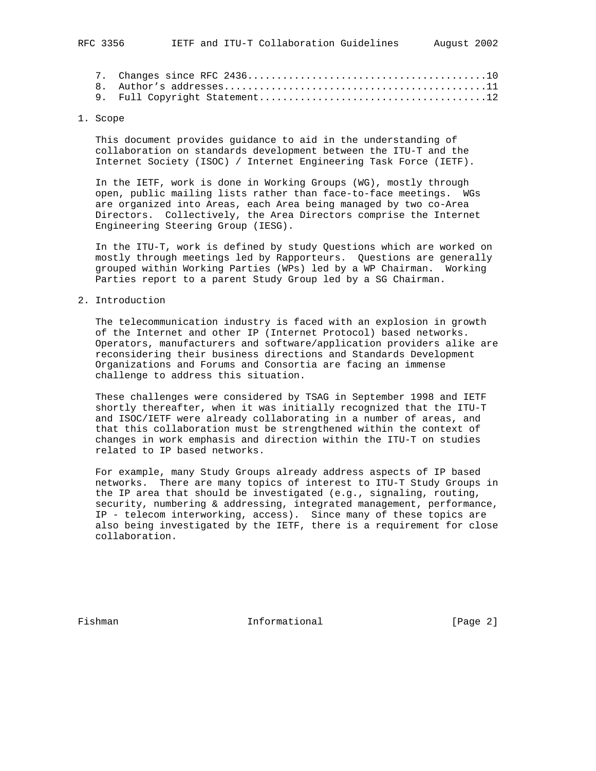7. Changes since RFC 2436........................................10
8. Author's addresses............................................11
9. Full Copyright Statement......................................12

## 1. Scope

This document provides guidance to aid in the understanding of collaboration on standards development between the ITU-T and the Internet Society (ISOC) / Internet Engineering Task Force (IETF).

In the IETF, work is done in Working Groups (WG), mostly through open, public mailing lists rather than face-to-face meetings. WGs are organized into Areas, each Area being managed by two co-Area Directors. Collectively, the Area Directors comprise the Internet Engineering Steering Group (IESG).

In the ITU-T, work is defined by study Questions which are worked on mostly through meetings led by Rapporteurs. Questions are generally grouped within Working Parties (WPs) led by a WP Chairman. Working Parties report to a parent Study Group led by a SG Chairman.

## 2. Introduction

The telecommunication industry is faced with an explosion in growth of the Internet and other IP (Internet Protocol) based networks. Operators, manufacturers and software/application providers alike are reconsidering their business directions and Standards Development Organizations and Forums and Consortia are facing an immense challenge to address this situation.

These challenges were considered by TSAG in September 1998 and IETF shortly thereafter, when it was initially recognized that the ITU-T and ISOC/IETF were already collaborating in a number of areas, and that this collaboration must be strengthened within the context of changes in work emphasis and direction within the ITU-T on studies related to IP based networks.

For example, many Study Groups already address aspects of IP based networks. There are many topics of interest to ITU-T Study Groups in the IP area that should be investigated (e.g., signaling, routing, security, numbering & addressing, integrated management, performance, IP - telecom interworking, access). Since many of these topics are also being investigated by the IETF, there is a requirement for close collaboration.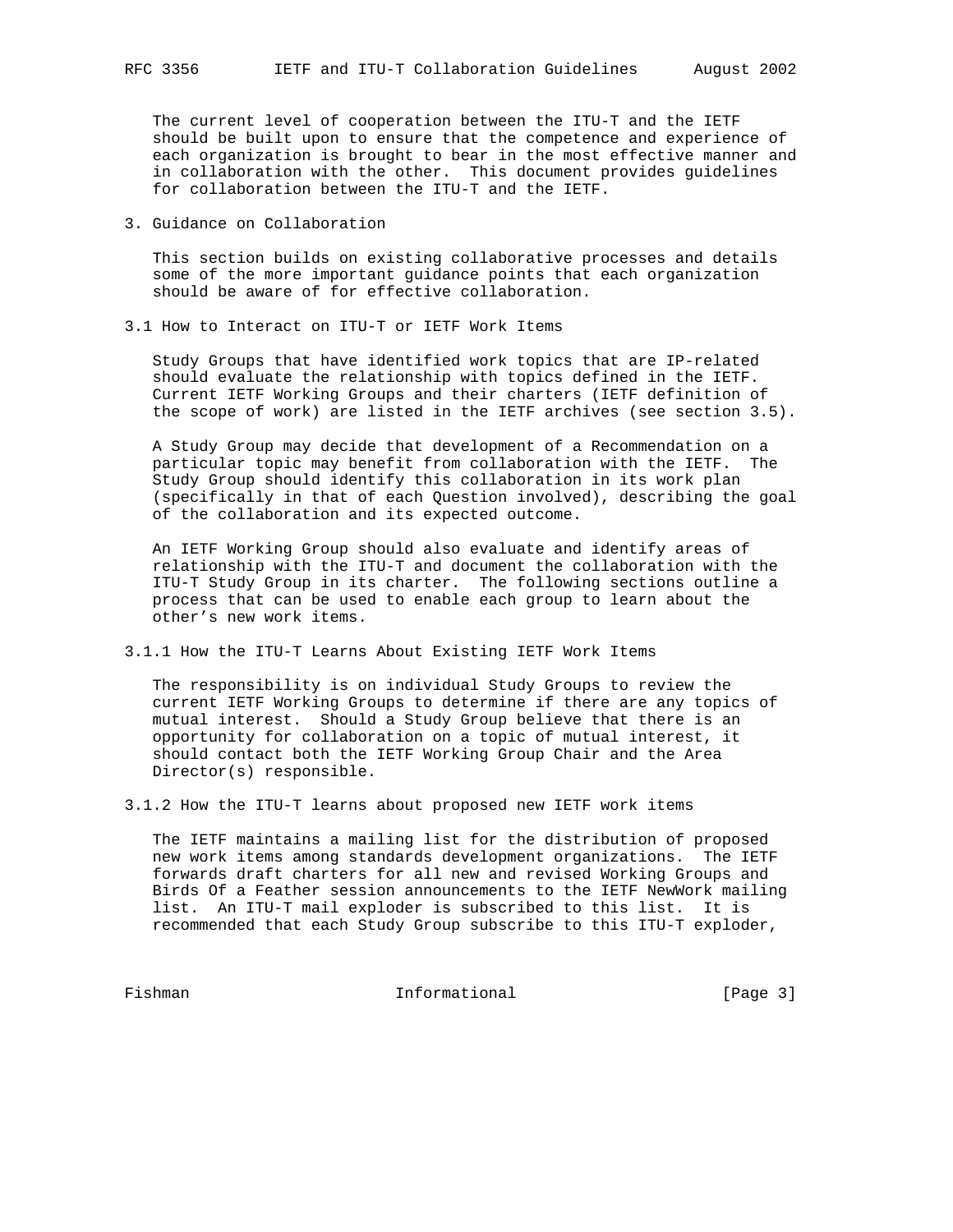The current level of cooperation between the ITU-T and the IETF should be built upon to ensure that the competence and experience of each organization is brought to bear in the most effective manner and in collaboration with the other. This document provides guidelines for collaboration between the ITU-T and the IETF.

## 3. Guidance on Collaboration

This section builds on existing collaborative processes and details some of the more important guidance points that each organization should be aware of for effective collaboration.

### 3.1 How to Interact on ITU-T or IETF Work Items

Study Groups that have identified work topics that are IP-related should evaluate the relationship with topics defined in the IETF. Current IETF Working Groups and their charters (IETF definition of the scope of work) are listed in the IETF archives (see section 3.5).

A Study Group may decide that development of a Recommendation on a particular topic may benefit from collaboration with the IETF. The Study Group should identify this collaboration in its work plan (specifically in that of each Question involved), describing the goal of the collaboration and its expected outcome.

An IETF Working Group should also evaluate and identify areas of relationship with the ITU-T and document the collaboration with the ITU-T Study Group in its charter. The following sections outline a process that can be used to enable each group to learn about the other's new work items.

#### 3.1.1 How the ITU-T Learns About Existing IETF Work Items

The responsibility is on individual Study Groups to review the current IETF Working Groups to determine if there are any topics of mutual interest. Should a Study Group believe that there is an opportunity for collaboration on a topic of mutual interest, it should contact both the IETF Working Group Chair and the Area Director(s) responsible.

#### 3.1.2 How the ITU-T learns about proposed new IETF work items

The IETF maintains a mailing list for the distribution of proposed new work items among standards development organizations. The IETF forwards draft charters for all new and revised Working Groups and Birds Of a Feather session announcements to the IETF NewWork mailing list. An ITU-T mail exploder is subscribed to this list. It is recommended that each Study Group subscribe to this ITU-T exploder,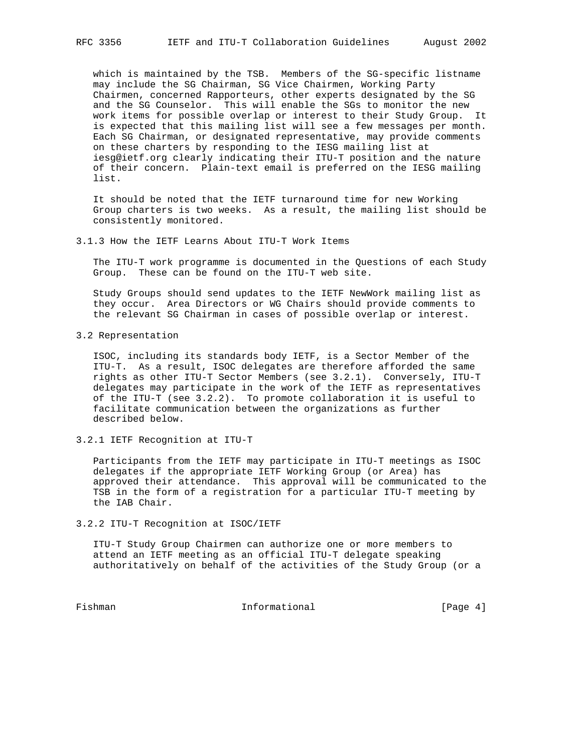which is maintained by the TSB. Members of the SG-specific listname may include the SG Chairman, SG Vice Chairmen, Working Party Chairmen, concerned Rapporteurs, other experts designated by the SG and the SG Counselor. This will enable the SGs to monitor the new work items for possible overlap or interest to their Study Group. It is expected that this mailing list will see a few messages per month. Each SG Chairman, or designated representative, may provide comments on these charters by responding to the IESG mailing list at iesg@ietf.org clearly indicating their ITU-T position and the nature of their concern. Plain-text email is preferred on the IESG mailing list.

It should be noted that the IETF turnaround time for new Working Group charters is two weeks. As a result, the mailing list should be consistently monitored.

### 3.1.3 How the IETF Learns About ITU-T Work Items

The ITU-T work programme is documented in the Questions of each Study Group. These can be found on the ITU-T web site.

Study Groups should send updates to the IETF NewWork mailing list as they occur. Area Directors or WG Chairs should provide comments to the relevant SG Chairman in cases of possible overlap or interest.

## 3.2 Representation

ISOC, including its standards body IETF, is a Sector Member of the ITU-T. As a result, ISOC delegates are therefore afforded the same rights as other ITU-T Sector Members (see 3.2.1). Conversely, ITU-T delegates may participate in the work of the IETF as representatives of the ITU-T (see 3.2.2). To promote collaboration it is useful to facilitate communication between the organizations as further described below.

### 3.2.1 IETF Recognition at ITU-T

Participants from the IETF may participate in ITU-T meetings as ISOC delegates if the appropriate IETF Working Group (or Area) has approved their attendance. This approval will be communicated to the TSB in the form of a registration for a particular ITU-T meeting by the IAB Chair.

### 3.2.2 ITU-T Recognition at ISOC/IETF

ITU-T Study Group Chairmen can authorize one or more members to attend an IETF meeting as an official ITU-T delegate speaking authoritatively on behalf of the activities of the Study Group (or a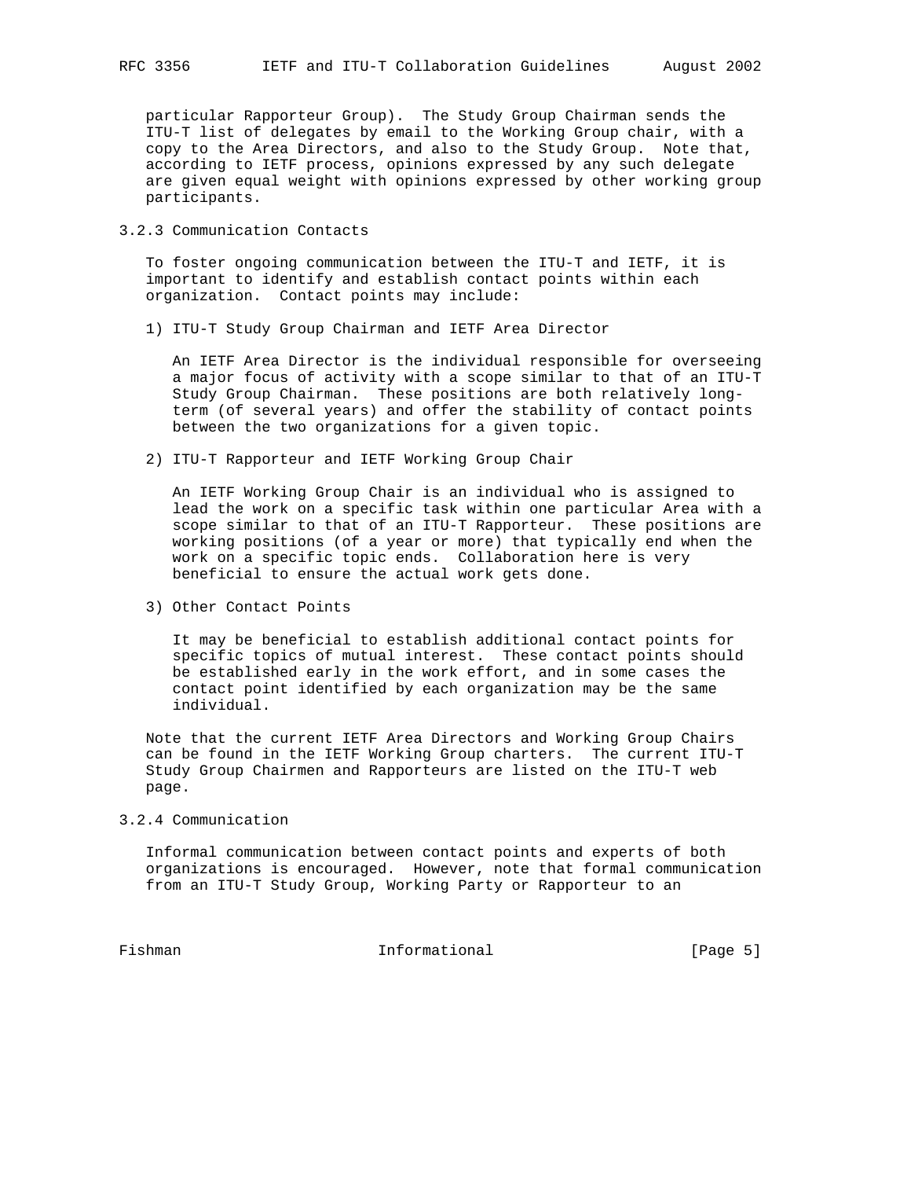particular Rapporteur Group). The Study Group Chairman sends the ITU-T list of delegates by email to the Working Group chair, with a copy to the Area Directors, and also to the Study Group. Note that, according to IETF process, opinions expressed by any such delegate are given equal weight with opinions expressed by other working group participants.

### 3.2.3 Communication Contacts

To foster ongoing communication between the ITU-T and IETF, it is important to identify and establish contact points within each organization. Contact points may include:

1) ITU-T Study Group Chairman and IETF Area Director

   An IETF Area Director is the individual responsible for overseeing a major focus of activity with a scope similar to that of an ITU-T Study Group Chairman. These positions are both relatively long-term (of several years) and offer the stability of contact points between the two organizations for a given topic.

2) ITU-T Rapporteur and IETF Working Group Chair

   An IETF Working Group Chair is an individual who is assigned to lead the work on a specific task within one particular Area with a scope similar to that of an ITU-T Rapporteur. These positions are working positions (of a year or more) that typically end when the work on a specific topic ends. Collaboration here is very beneficial to ensure the actual work gets done.

3) Other Contact Points

   It may be beneficial to establish additional contact points for specific topics of mutual interest. These contact points should be established early in the work effort, and in some cases the contact point identified by each organization may be the same individual.

Note that the current IETF Area Directors and Working Group Chairs can be found in the IETF Working Group charters. The current ITU-T Study Group Chairmen and Rapporteurs are listed on the ITU-T web page.

### 3.2.4 Communication

Informal communication between contact points and experts of both organizations is encouraged. However, note that formal communication from an ITU-T Study Group, Working Party or Rapporteur to an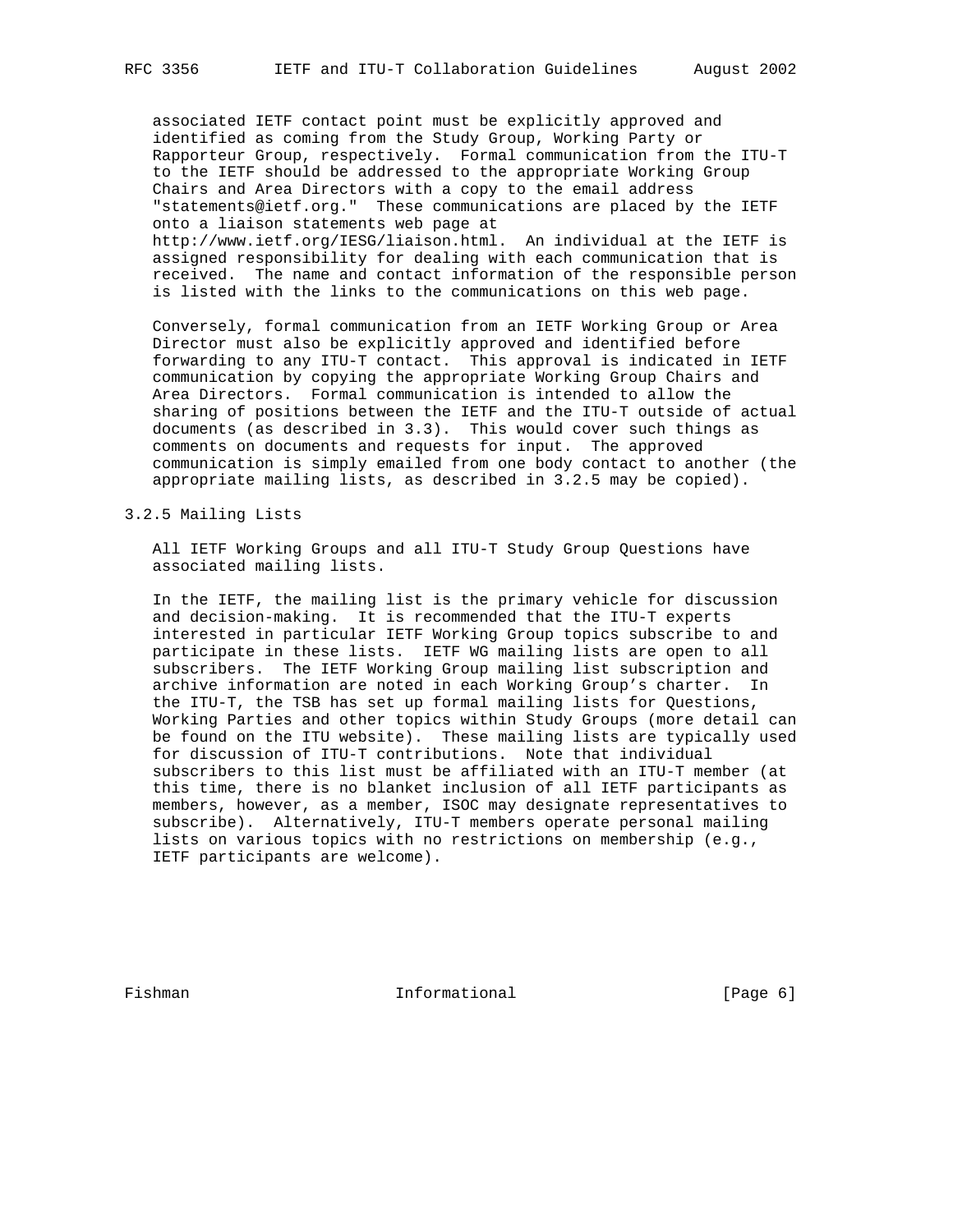associated IETF contact point must be explicitly approved and identified as coming from the Study Group, Working Party or Rapporteur Group, respectively. Formal communication from the ITU-T to the IETF should be addressed to the appropriate Working Group Chairs and Area Directors with a copy to the email address "statements@ietf.org." These communications are placed by the IETF onto a liaison statements web page at http://www.ietf.org/IESG/liaison.html. An individual at the IETF is assigned responsibility for dealing with each communication that is received. The name and contact information of the responsible person is listed with the links to the communications on this web page.

Conversely, formal communication from an IETF Working Group or Area Director must also be explicitly approved and identified before forwarding to any ITU-T contact. This approval is indicated in IETF communication by copying the appropriate Working Group Chairs and Area Directors. Formal communication is intended to allow the sharing of positions between the IETF and the ITU-T outside of actual documents (as described in 3.3). This would cover such things as comments on documents and requests for input. The approved communication is simply emailed from one body contact to another (the appropriate mailing lists, as described in 3.2.5 may be copied).

### 3.2.5 Mailing Lists

All IETF Working Groups and all ITU-T Study Group Questions have associated mailing lists.

In the IETF, the mailing list is the primary vehicle for discussion and decision-making. It is recommended that the ITU-T experts interested in particular IETF Working Group topics subscribe to and participate in these lists. IETF WG mailing lists are open to all subscribers. The IETF Working Group mailing list subscription and archive information are noted in each Working Group's charter. In the ITU-T, the TSB has set up formal mailing lists for Questions, Working Parties and other topics within Study Groups (more detail can be found on the ITU website). These mailing lists are typically used for discussion of ITU-T contributions. Note that individual subscribers to this list must be affiliated with an ITU-T member (at this time, there is no blanket inclusion of all IETF participants as members, however, as a member, ISOC may designate representatives to subscribe). Alternatively, ITU-T members operate personal mailing lists on various topics with no restrictions on membership (e.g., IETF participants are welcome).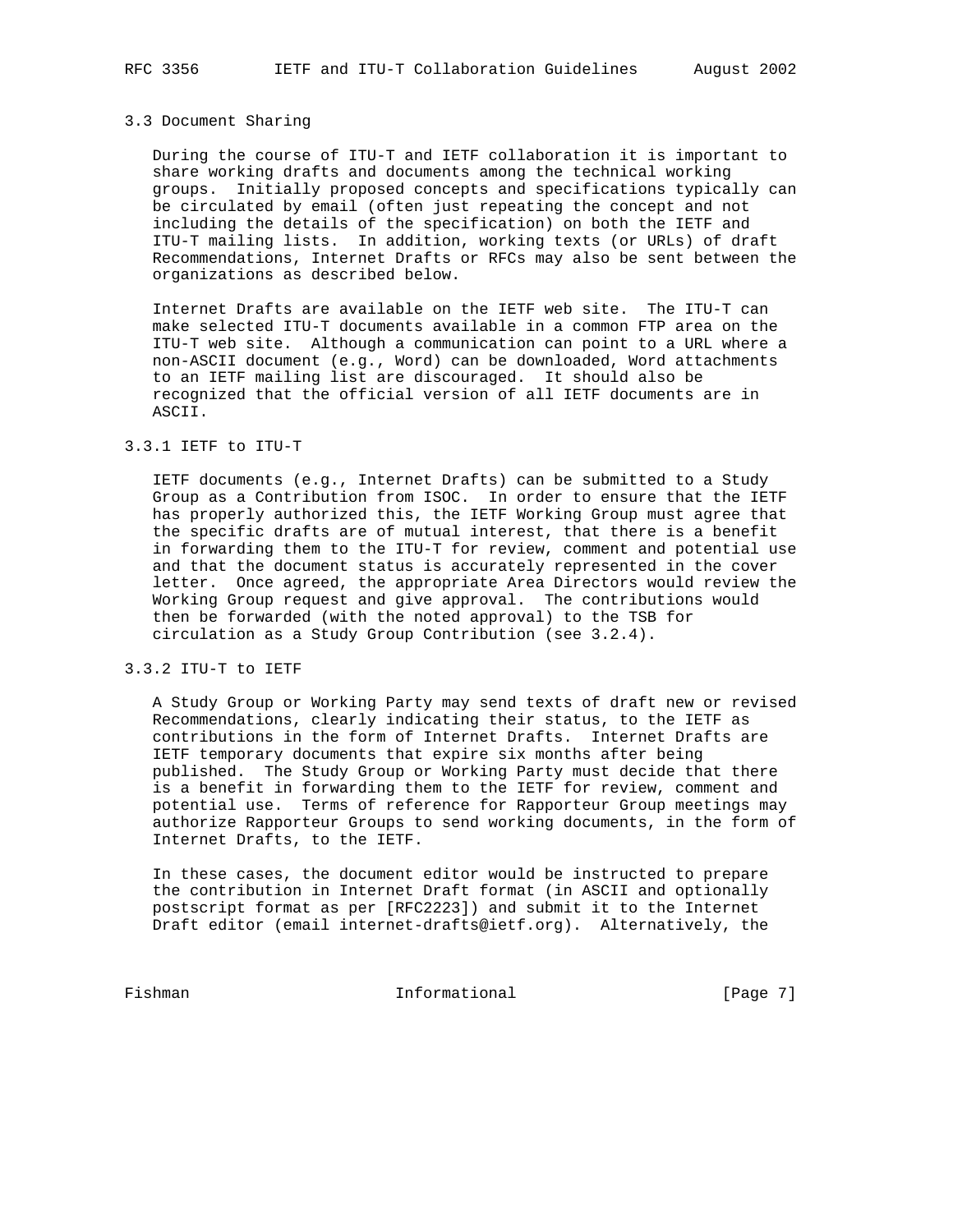### 3.3 Document Sharing

During the course of ITU-T and IETF collaboration it is important to share working drafts and documents among the technical working groups. Initially proposed concepts and specifications typically can be circulated by email (often just repeating the concept and not including the details of the specification) on both the IETF and ITU-T mailing lists. In addition, working texts (or URLs) of draft Recommendations, Internet Drafts or RFCs may also be sent between the organizations as described below.

Internet Drafts are available on the IETF web site. The ITU-T can make selected ITU-T documents available in a common FTP area on the ITU-T web site. Although a communication can point to a URL where a non-ASCII document (e.g., Word) can be downloaded, Word attachments to an IETF mailing list are discouraged. It should also be recognized that the official version of all IETF documents are in ASCII.

#### 3.3.1 IETF to ITU-T

IETF documents (e.g., Internet Drafts) can be submitted to a Study Group as a Contribution from ISOC. In order to ensure that the IETF has properly authorized this, the IETF Working Group must agree that the specific drafts are of mutual interest, that there is a benefit in forwarding them to the ITU-T for review, comment and potential use and that the document status is accurately represented in the cover letter. Once agreed, the appropriate Area Directors would review the Working Group request and give approval. The contributions would then be forwarded (with the noted approval) to the TSB for circulation as a Study Group Contribution (see 3.2.4).

#### 3.3.2 ITU-T to IETF

A Study Group or Working Party may send texts of draft new or revised Recommendations, clearly indicating their status, to the IETF as contributions in the form of Internet Drafts. Internet Drafts are IETF temporary documents that expire six months after being published. The Study Group or Working Party must decide that there is a benefit in forwarding them to the IETF for review, comment and potential use. Terms of reference for Rapporteur Group meetings may authorize Rapporteur Groups to send working documents, in the form of Internet Drafts, to the IETF.

In these cases, the document editor would be instructed to prepare the contribution in Internet Draft format (in ASCII and optionally postscript format as per [RFC2223]) and submit it to the Internet Draft editor (email internet-drafts@ietf.org). Alternatively, the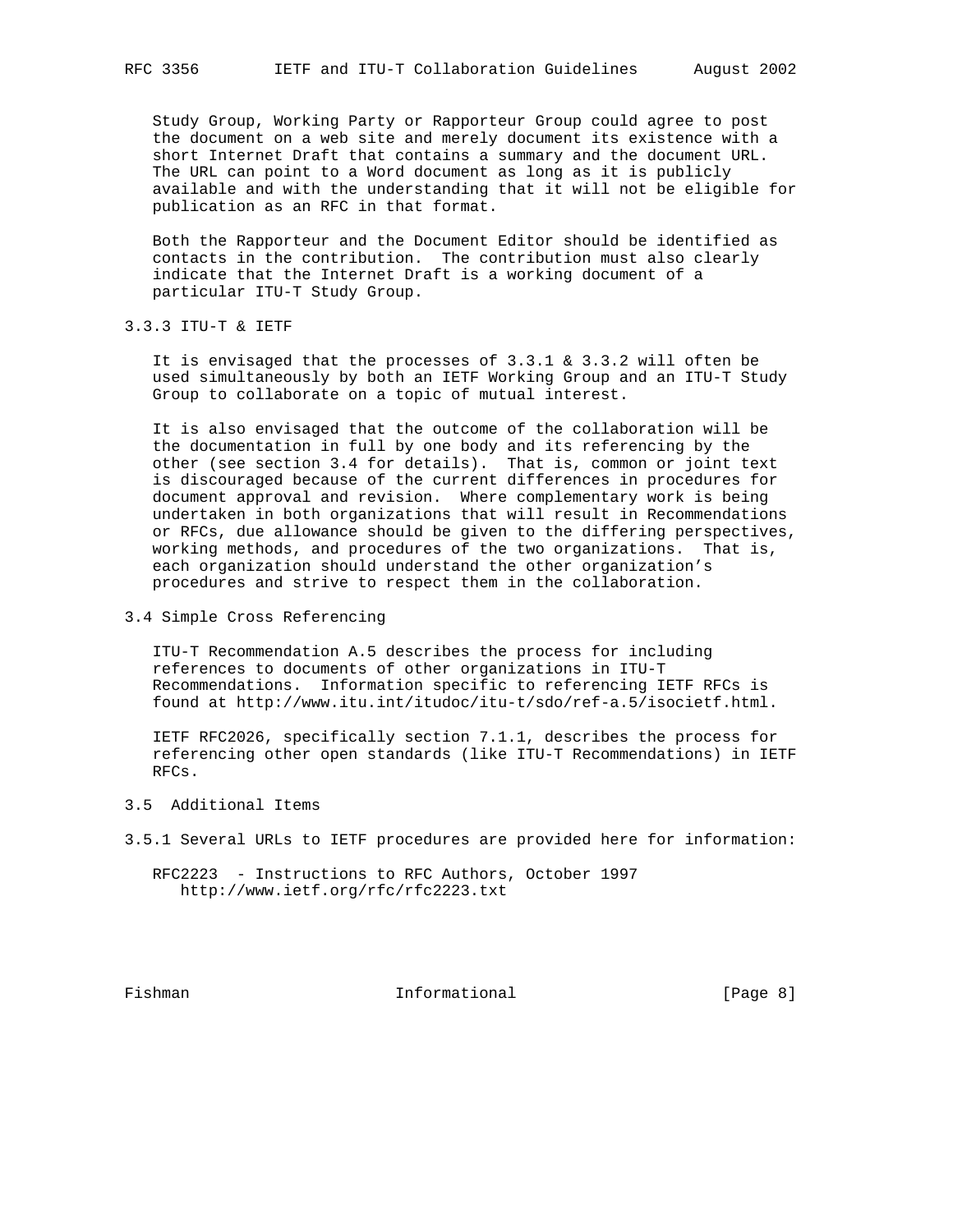Study Group, Working Party or Rapporteur Group could agree to post the document on a web site and merely document its existence with a short Internet Draft that contains a summary and the document URL. The URL can point to a Word document as long as it is publicly available and with the understanding that it will not be eligible for publication as an RFC in that format.

Both the Rapporteur and the Document Editor should be identified as contacts in the contribution. The contribution must also clearly indicate that the Internet Draft is a working document of a particular ITU-T Study Group.

### 3.3.3 ITU-T & IETF

It is envisaged that the processes of 3.3.1 & 3.3.2 will often be used simultaneously by both an IETF Working Group and an ITU-T Study Group to collaborate on a topic of mutual interest.

It is also envisaged that the outcome of the collaboration will be the documentation in full by one body and its referencing by the other (see section 3.4 for details). That is, common or joint text is discouraged because of the current differences in procedures for document approval and revision. Where complementary work is being undertaken in both organizations that will result in Recommendations or RFCs, due allowance should be given to the differing perspectives, working methods, and procedures of the two organizations. That is, each organization should understand the other organization's procedures and strive to respect them in the collaboration.

## 3.4 Simple Cross Referencing

ITU-T Recommendation A.5 describes the process for including references to documents of other organizations in ITU-T Recommendations. Information specific to referencing IETF RFCs is found at http://www.itu.int/itudoc/itu-t/sdo/ref-a.5/isocietf.html.

IETF RFC2026, specifically section 7.1.1, describes the process for referencing other open standards (like ITU-T Recommendations) in IETF RFCs.

## 3.5 Additional Items

3.5.1 Several URLs to IETF procedures are provided here for information:

RFC2223 - Instructions to RFC Authors, October 1997
http://www.ietf.org/rfc/rfc2223.txt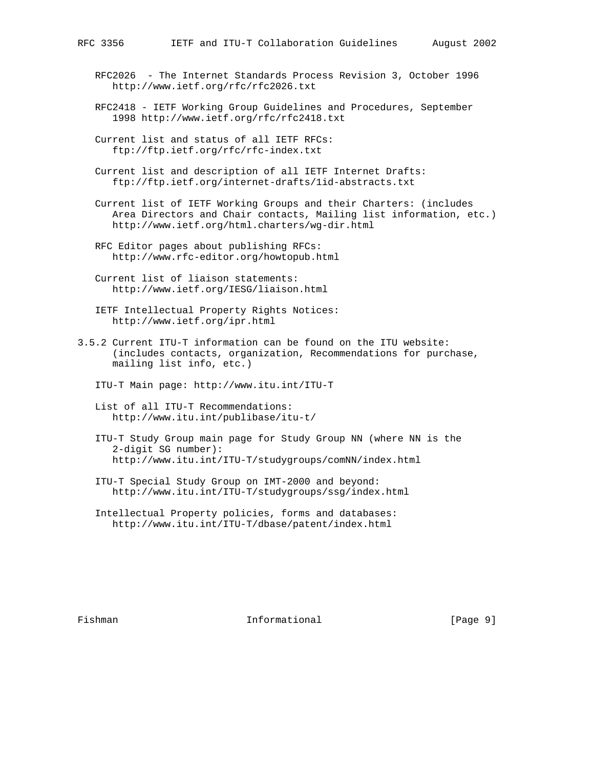RFC2026 - The Internet Standards Process Revision 3, October 1996
http://www.ietf.org/rfc/rfc2026.txt

RFC2418 - IETF Working Group Guidelines and Procedures, September 1998 http://www.ietf.org/rfc/rfc2418.txt

Current list and status of all IETF RFCs:
ftp://ftp.ietf.org/rfc/rfc-index.txt

Current list and description of all IETF Internet Drafts:
ftp://ftp.ietf.org/internet-drafts/1id-abstracts.txt

Current list of IETF Working Groups and their Charters: (includes Area Directors and Chair contacts, Mailing list information, etc.)
http://www.ietf.org/html.charters/wg-dir.html

RFC Editor pages about publishing RFCs:
http://www.rfc-editor.org/howtopub.html

Current list of liaison statements:
http://www.ietf.org/IESG/liaison.html

IETF Intellectual Property Rights Notices:
http://www.ietf.org/ipr.html

3.5.2 Current ITU-T information can be found on the ITU website: (includes contacts, organization, Recommendations for purchase, mailing list info, etc.)

ITU-T Main page: http://www.itu.int/ITU-T

List of all ITU-T Recommendations:
http://www.itu.int/publibase/itu-t/

ITU-T Study Group main page for Study Group NN (where NN is the 2-digit SG number):
http://www.itu.int/ITU-T/studygroups/comNN/index.html

ITU-T Special Study Group on IMT-2000 and beyond:
http://www.itu.int/ITU-T/studygroups/ssg/index.html

Intellectual Property policies, forms and databases:
http://www.itu.int/ITU-T/dbase/patent/index.html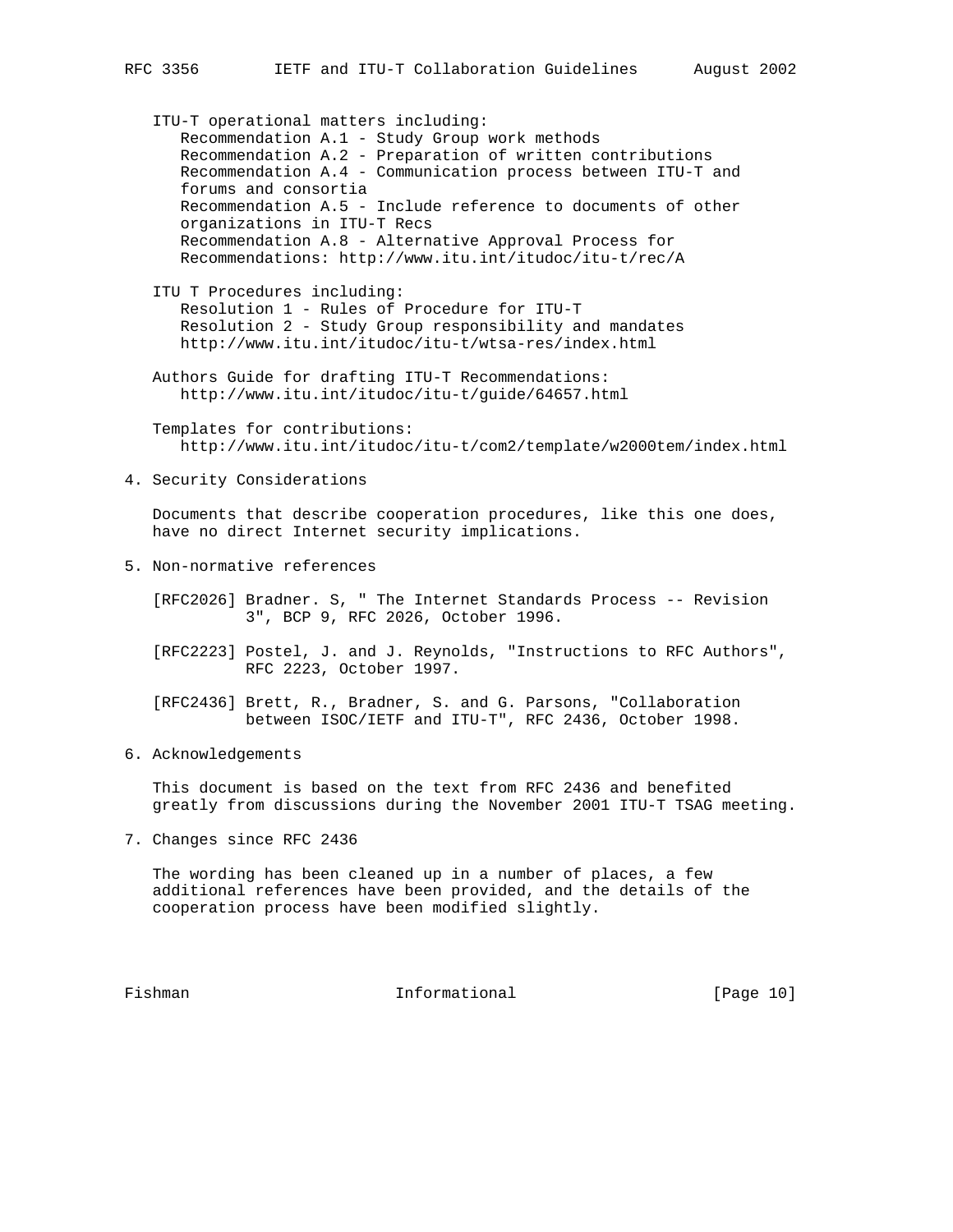ITU-T operational matters including:

- Recommendation A.1 - Study Group work methods
- Recommendation A.2 - Preparation of written contributions
- Recommendation A.4 - Communication process between ITU-T and forums and consortia
- Recommendation A.5 - Include reference to documents of other organizations in ITU-T Recs
- Recommendation A.8 - Alternative Approval Process for Recommendations: http://www.itu.int/itudoc/itu-t/rec/A

ITU T Procedures including:

- Resolution 1 - Rules of Procedure for ITU-T
- Resolution 2 - Study Group responsibility and mandates http://www.itu.int/itudoc/itu-t/wtsa-res/index.html

Authors Guide for drafting ITU-T Recommendations:
http://www.itu.int/itudoc/itu-t/guide/64657.html

Templates for contributions:
http://www.itu.int/itudoc/itu-t/com2/template/w2000tem/index.html

## 4. Security Considerations

Documents that describe cooperation procedures, like this one does, have no direct Internet security implications.

## 5. Non-normative references

[RFC2026] Bradner. S, " The Internet Standards Process -- Revision 3", BCP 9, RFC 2026, October 1996.

[RFC2223] Postel, J. and J. Reynolds, "Instructions to RFC Authors", RFC 2223, October 1997.

[RFC2436] Brett, R., Bradner, S. and G. Parsons, "Collaboration between ISOC/IETF and ITU-T", RFC 2436, October 1998.

## 6. Acknowledgements

This document is based on the text from RFC 2436 and benefited greatly from discussions during the November 2001 ITU-T TSAG meeting.

## 7. Changes since RFC 2436

The wording has been cleaned up in a number of places, a few additional references have been provided, and the details of the cooperation process have been modified slightly.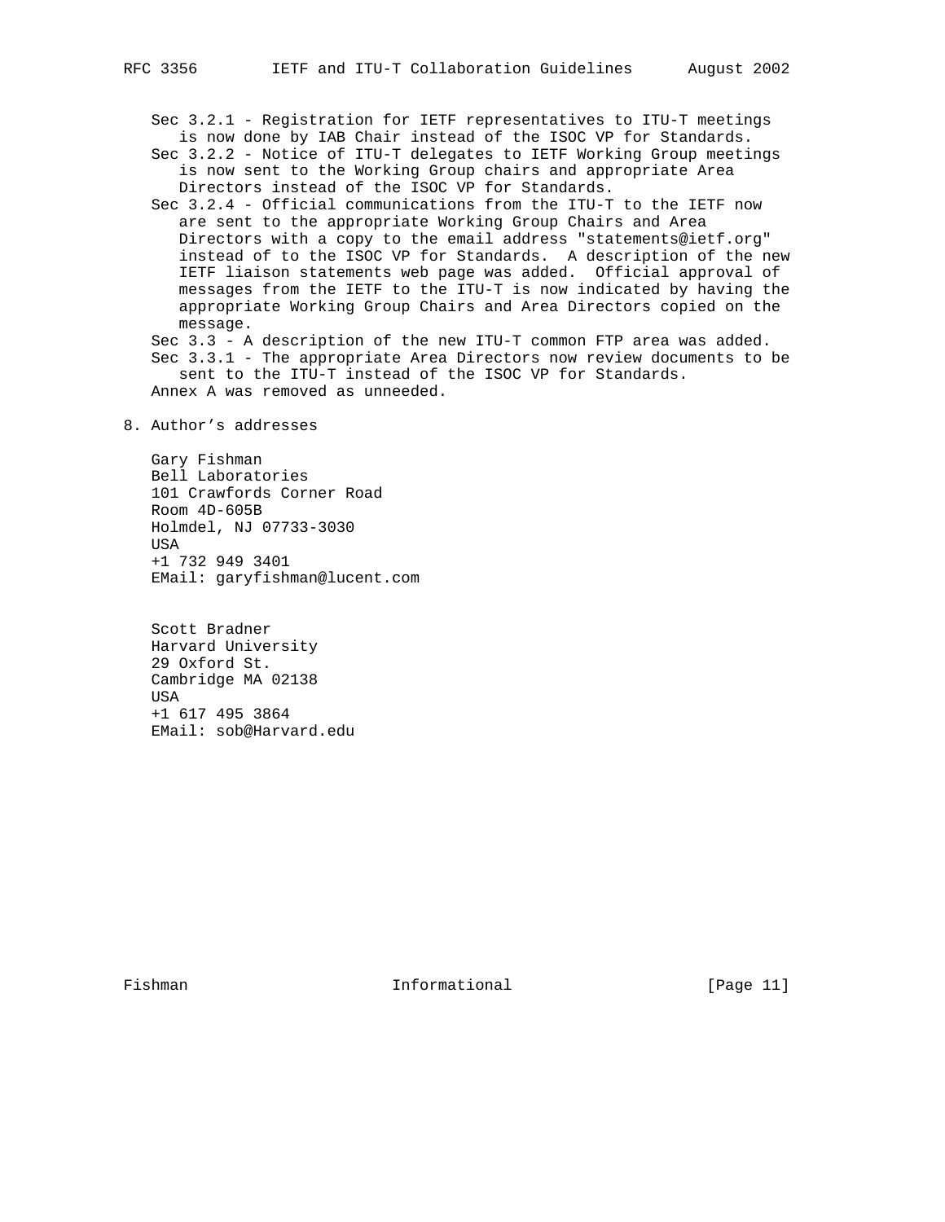Sec 3.2.1 - Registration for IETF representatives to ITU-T meetings is now done by IAB Chair instead of the ISOC VP for Standards.

Sec 3.2.2 - Notice of ITU-T delegates to IETF Working Group meetings is now sent to the Working Group chairs and appropriate Area Directors instead of the ISOC VP for Standards.

Sec 3.2.4 - Official communications from the ITU-T to the IETF now are sent to the appropriate Working Group Chairs and Area Directors with a copy to the email address "statements@ietf.org" instead of to the ISOC VP for Standards. A description of the new IETF liaison statements web page was added. Official approval of messages from the IETF to the ITU-T is now indicated by having the appropriate Working Group Chairs and Area Directors copied on the message.

Sec 3.3 - A description of the new ITU-T common FTP area was added.

Sec 3.3.1 - The appropriate Area Directors now review documents to be sent to the ITU-T instead of the ISOC VP for Standards.

Annex A was removed as unneeded.

## 8. Author's addresses

Gary Fishman
Bell Laboratories
101 Crawfords Corner Road
Room 4D-605B
Holmdel, NJ 07733-3030
USA
+1 732 949 3401
EMail: garyfishman@lucent.com

Scott Bradner
Harvard University
29 Oxford St.
Cambridge MA 02138
USA
+1 617 495 3864
EMail: sob@Harvard.edu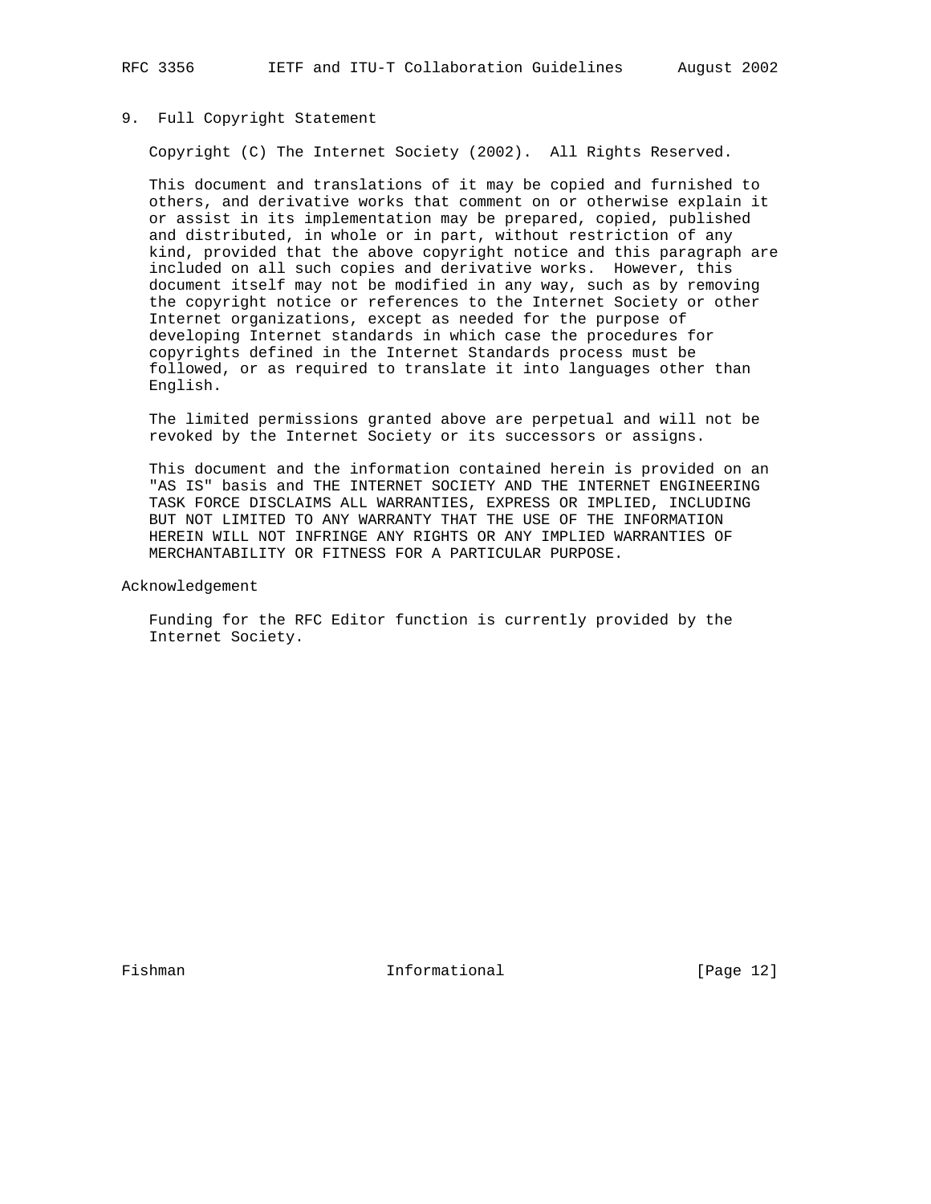## 9. Full Copyright Statement

Copyright (C) The Internet Society (2002). All Rights Reserved.

This document and translations of it may be copied and furnished to others, and derivative works that comment on or otherwise explain it or assist in its implementation may be prepared, copied, published and distributed, in whole or in part, without restriction of any kind, provided that the above copyright notice and this paragraph are included on all such copies and derivative works. However, this document itself may not be modified in any way, such as by removing the copyright notice or references to the Internet Society or other Internet organizations, except as needed for the purpose of developing Internet standards in which case the procedures for copyrights defined in the Internet Standards process must be followed, or as required to translate it into languages other than English.

The limited permissions granted above are perpetual and will not be revoked by the Internet Society or its successors or assigns.

This document and the information contained herein is provided on an "AS IS" basis and THE INTERNET SOCIETY AND THE INTERNET ENGINEERING TASK FORCE DISCLAIMS ALL WARRANTIES, EXPRESS OR IMPLIED, INCLUDING BUT NOT LIMITED TO ANY WARRANTY THAT THE USE OF THE INFORMATION HEREIN WILL NOT INFRINGE ANY RIGHTS OR ANY IMPLIED WARRANTIES OF MERCHANTABILITY OR FITNESS FOR A PARTICULAR PURPOSE.

## Acknowledgement

Funding for the RFC Editor function is currently provided by the Internet Society.